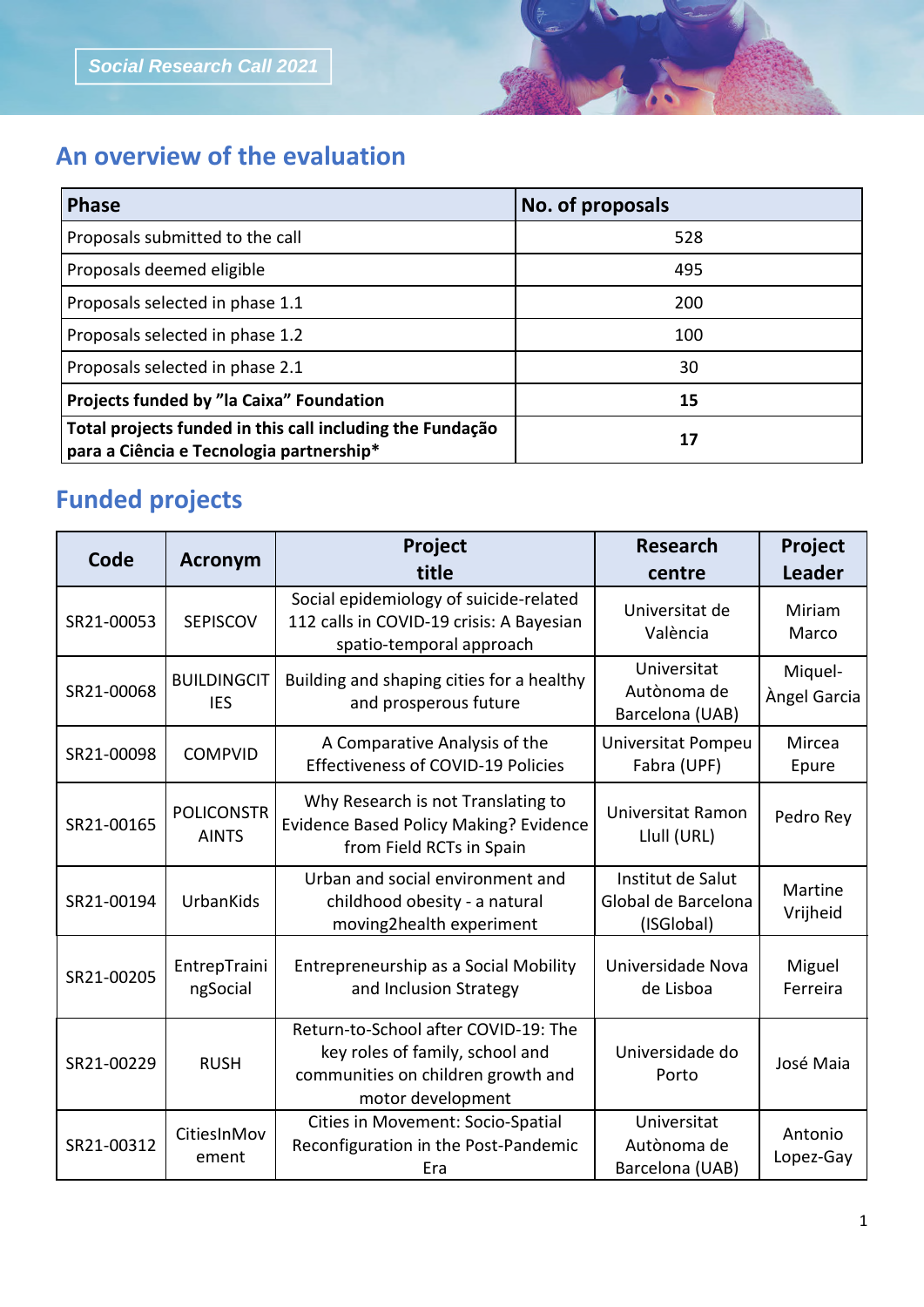Social Research Call 2021

## An overview of the evaluation

| Phase | No. of proposals |
|---|---|
| Proposals submitted to the call | 528 |
| Proposals deemed eligible | 495 |
| Proposals selected in phase 1.1 | 200 |
| Proposals selected in phase 1.2 | 100 |
| Proposals selected in phase 2.1 | 30 |
| **Projects funded by "la Caixa" Foundation** | **15** |
| **Total projects funded in this call including the Fundação para a Ciência e Tecnologia partnership*** | **17** |

## Funded projects

| Code | Acronym | Project title | Research centre | Project Leader |
|---|---|---|---|---|
| SR21-00053 | SEPISCOV | Social epidemiology of suicide-related 112 calls in COVID-19 crisis: A Bayesian spatio-temporal approach | Universitat de València | Miriam Marco |
| SR21-00068 | BUILDINGCITIES | Building and shaping cities for a healthy and prosperous future | Universitat Autònoma de Barcelona (UAB) | Miquel-Àngel Garcia |
| SR21-00098 | COMPVID | A Comparative Analysis of the Effectiveness of COVID-19 Policies | Universitat Pompeu Fabra (UPF) | Mircea Epure |
| SR21-00165 | POLICONSTRAINTS | Why Research is not Translating to Evidence Based Policy Making? Evidence from Field RCTs in Spain | Universitat Ramon Llull (URL) | Pedro Rey |
| SR21-00194 | UrbanKids | Urban and social environment and childhood obesity - a natural moving2health experiment | Institut de Salut Global de Barcelona (ISGlobal) | Martine Vrijheid |
| SR21-00205 | EntrepTrainingSocial | Entrepreneurship as a Social Mobility and Inclusion Strategy | Universidade Nova de Lisboa | Miguel Ferreira |
| SR21-00229 | RUSH | Return-to-School after COVID-19: The key roles of family, school and communities on children growth and motor development | Universidade do Porto | José Maia |
| SR21-00312 | CitiesInMovement | Cities in Movement: Socio-Spatial Reconfiguration in the Post-Pandemic Era | Universitat Autònoma de Barcelona (UAB) | Antonio Lopez-Gay |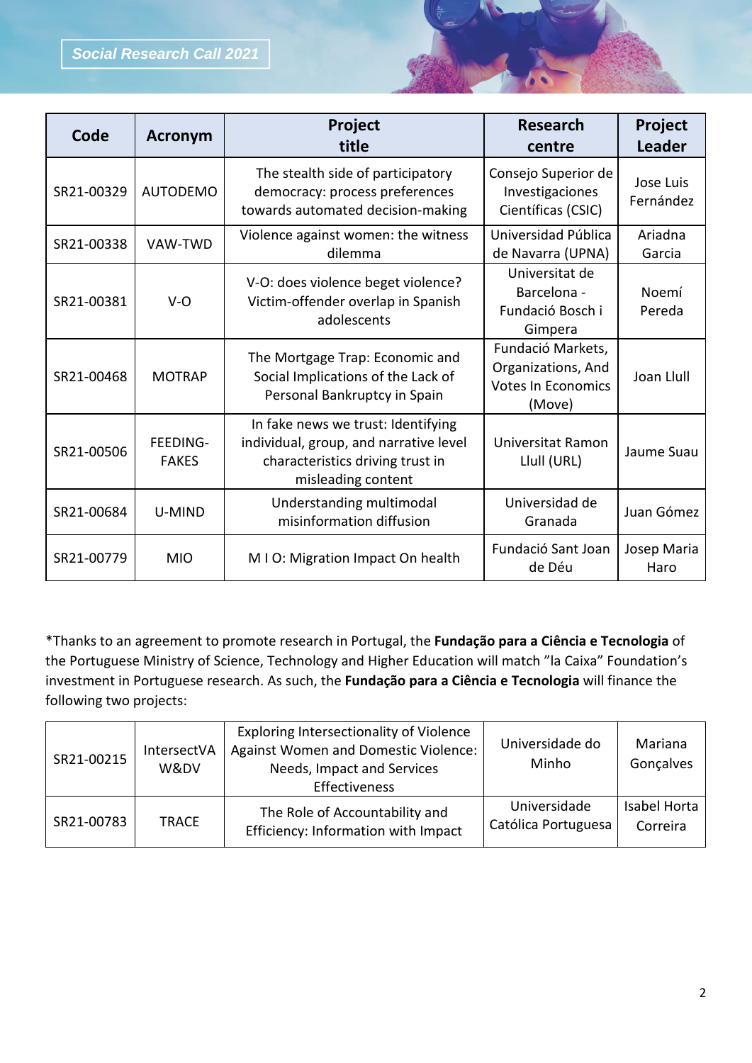Social Research Call 2021

| Code | Acronym | Project title | Research centre | Project Leader |
|---|---|---|---|---|
| SR21-00329 | AUTODEMO | The stealth side of participatory democracy: process preferences towards automated decision-making | Consejo Superior de Investigaciones Científicas (CSIC) | Jose Luis Fernández |
| SR21-00338 | VAW-TWD | Violence against women: the witness dilemma | Universidad Pública de Navarra (UPNA) | Ariadna Garcia |
| SR21-00381 | V-O | V-O: does violence beget violence? Victim-offender overlap in Spanish adolescents | Universitat de Barcelona - Fundació Bosch i Gimpera | Noemí Pereda |
| SR21-00468 | MOTRAP | The Mortgage Trap: Economic and Social Implications of the Lack of Personal Bankruptcy in Spain | Fundació Markets, Organizations, And Votes In Economics (Move) | Joan Llull |
| SR21-00506 | FEEDING-FAKES | In fake news we trust: Identifying individual, group, and narrative level characteristics driving trust in misleading content | Universitat Ramon Llull (URL) | Jaume Suau |
| SR21-00684 | U-MIND | Understanding multimodal misinformation diffusion | Universidad de Granada | Juan Gómez |
| SR21-00779 | MIO | M I O: Migration Impact On health | Fundació Sant Joan de Déu | Josep Maria Haro |

*Thanks to an agreement to promote research in Portugal, the **Fundação para a Ciência e Tecnologia** of the Portuguese Ministry of Science, Technology and Higher Education will match "la Caixa" Foundation's investment in Portuguese research. As such, the **Fundação para a Ciência e Tecnologia** will finance the following two projects:

| | | | | |
|---|---|---|---|---|
| SR21-00215 | IntersectVA W&DV | Exploring Intersectionality of Violence Against Women and Domestic Violence: Needs, Impact and Services Effectiveness | Universidade do Minho | Mariana Gonçalves |
| SR21-00783 | TRACE | The Role of Accountability and Efficiency: Information with Impact | Universidade Católica Portuguesa | Isabel Horta Correira |